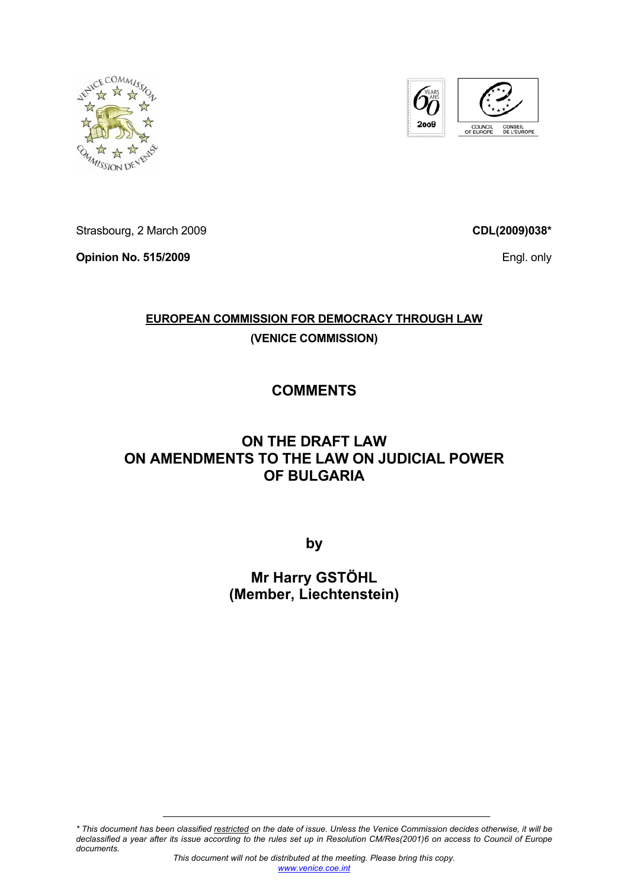Strasbourg, 2 March 2009

**CDL(2009)038***

**Opinion No. 515/2009**

Engl. only

**EUROPEAN COMMISSION FOR DEMOCRACY THROUGH LAW**

**(VENICE COMMISSION)**

# COMMENTS

# ON THE DRAFT LAW ON AMENDMENTS TO THE LAW ON JUDICIAL POWER OF BULGARIA

**by**

**Mr Harry GSTÖHL (Member, Liechtenstein)**

*\* This document has been classified restricted on the date of issue. Unless the Venice Commission decides otherwise, it will be declassified a year after its issue according to the rules set up in Resolution CM/Res(2001)6 on access to Council of Europe documents.*

*This document will not be distributed at the meeting. Please bring this copy.*
*www.venice.coe.int*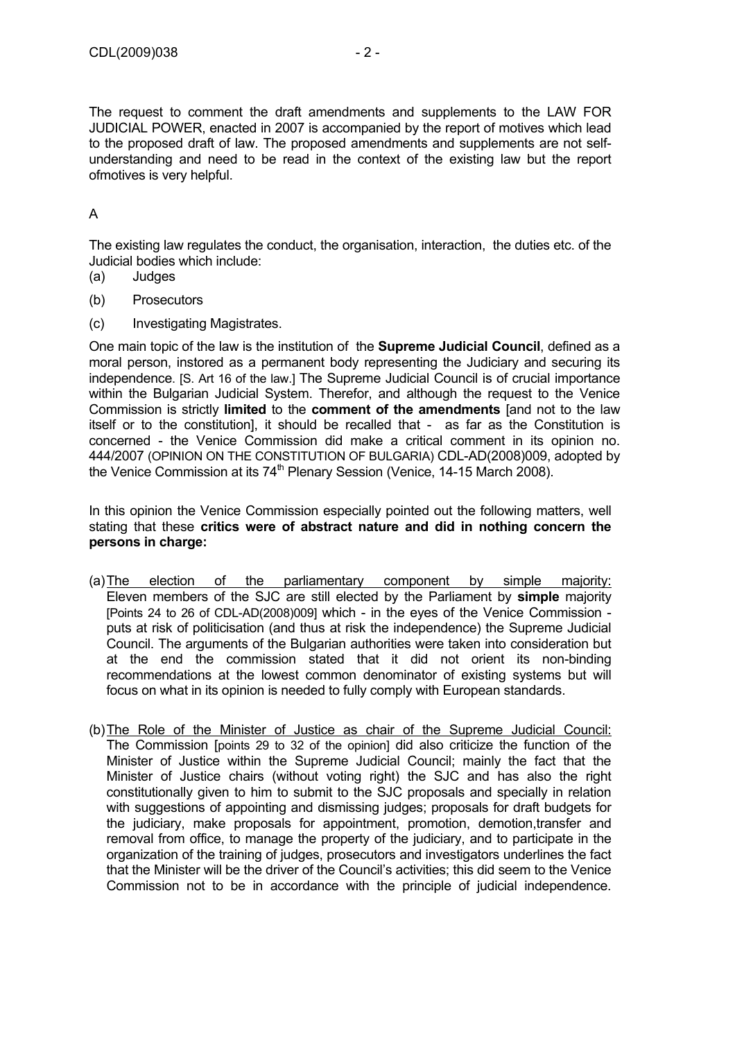The request to comment the draft amendments and supplements to the LAW FOR JUDICIAL POWER, enacted in 2007 is accompanied by the report of motives which lead to the proposed draft of law. The proposed amendments and supplements are not self-understanding and need to be read in the context of the existing law but the report ofmotives is very helpful.

A

The existing law regulates the conduct, the organisation, interaction, the duties etc. of the Judicial bodies which include:

(a) Judges

(b) Prosecutors

(c) Investigating Magistrates.

One main topic of the law is the institution of the **Supreme Judicial Council**, defined as a moral person, instored as a permanent body representing the Judiciary and securing its independence. [S. Art 16 of the law.] The Supreme Judicial Council is of crucial importance within the Bulgarian Judicial System. Therefor, and although the request to the Venice Commission is strictly **limited** to the **comment of the amendments** [and not to the law itself or to the constitution], it should be recalled that - as far as the Constitution is concerned - the Venice Commission did make a critical comment in its opinion no. 444/2007 (OPINION ON THE CONSTITUTION OF BULGARIA) CDL-AD(2008)009, adopted by the Venice Commission at its 74th Plenary Session (Venice, 14-15 March 2008).

In this opinion the Venice Commission especially pointed out the following matters, well stating that these **critics were of abstract nature and did in nothing concern the persons in charge:**

(a) <u>The election of the parliamentary component by simple majority:</u> Eleven members of the SJC are still elected by the Parliament by **simple** majority [Points 24 to 26 of CDL-AD(2008)009] which - in the eyes of the Venice Commission - puts at risk of politicisation (and thus at risk the independence) the Supreme Judicial Council. The arguments of the Bulgarian authorities were taken into consideration but at the end the commission stated that it did not orient its non-binding recommendations at the lowest common denominator of existing systems but will focus on what in its opinion is needed to fully comply with European standards.

(b) <u>The Role of the Minister of Justice as chair of the Supreme Judicial Council:</u> The Commission [points 29 to 32 of the opinion] did also criticize the function of the Minister of Justice within the Supreme Judicial Council; mainly the fact that the Minister of Justice chairs (without voting right) the SJC and has also the right constitutionally given to him to submit to the SJC proposals and specially in relation with suggestions of appointing and dismissing judges; proposals for draft budgets for the judiciary, make proposals for appointment, promotion, demotion,transfer and removal from office, to manage the property of the judiciary, and to participate in the organization of the training of judges, prosecutors and investigators underlines the fact that the Minister will be the driver of the Council's activities; this did seem to the Venice Commission not to be in accordance with the principle of judicial independence.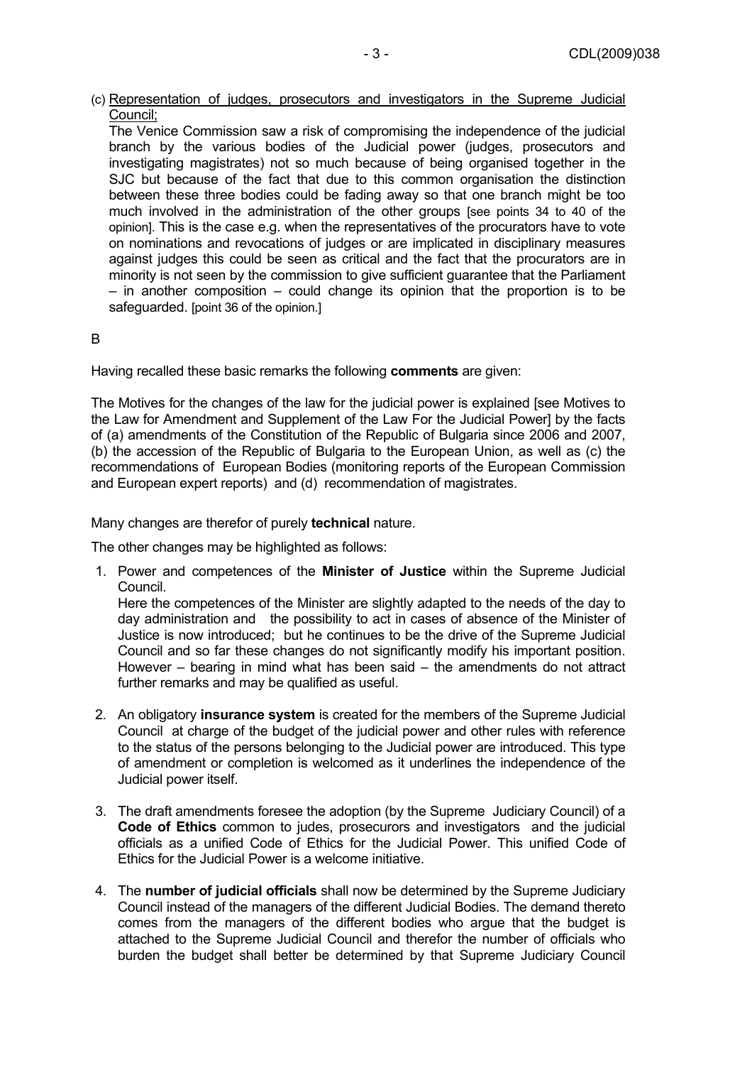(c) Representation of judges, prosecutors and investigators in the Supreme Judicial Council;

The Venice Commission saw a risk of compromising the independence of the judicial branch by the various bodies of the Judicial power (judges, prosecutors and investigating magistrates) not so much because of being organised together in the SJC but because of the fact that due to this common organisation the distinction between these three bodies could be fading away so that one branch might be too much involved in the administration of the other groups [see points 34 to 40 of the opinion]. This is the case e.g. when the representatives of the procurators have to vote on nominations and revocations of judges or are implicated in disciplinary measures against judges this could be seen as critical and the fact that the procurators are in minority is not seen by the commission to give sufficient guarantee that the Parliament – in another composition – could change its opinion that the proportion is to be safeguarded. [point 36 of the opinion.]

B

Having recalled these basic remarks the following **comments** are given:

The Motives for the changes of the law for the judicial power is explained [see Motives to the Law for Amendment and Supplement of the Law For the Judicial Power] by the facts of (a) amendments of the Constitution of the Republic of Bulgaria since 2006 and 2007, (b) the accession of the Republic of Bulgaria to the European Union, as well as (c) the recommendations of European Bodies (monitoring reports of the European Commission and European expert reports) and (d) recommendation of magistrates.

Many changes are therefor of purely **technical** nature.

The other changes may be highlighted as follows:

1. Power and competences of the **Minister of Justice** within the Supreme Judicial Council.
   Here the competences of the Minister are slightly adapted to the needs of the day to day administration and the possibility to act in cases of absence of the Minister of Justice is now introduced; but he continues to be the drive of the Supreme Judicial Council and so far these changes do not significantly modify his important position. However – bearing in mind what has been said – the amendments do not attract further remarks and may be qualified as useful.

2. An obligatory **insurance system** is created for the members of the Supreme Judicial Council at charge of the budget of the judicial power and other rules with reference to the status of the persons belonging to the Judicial power are introduced. This type of amendment or completion is welcomed as it underlines the independence of the Judicial power itself.

3. The draft amendments foresee the adoption (by the Supreme Judiciary Council) of a **Code of Ethics** common to judes, prosecurors and investigators and the judicial officials as a unified Code of Ethics for the Judicial Power. This unified Code of Ethics for the Judicial Power is a welcome initiative.

4. The **number of judicial officials** shall now be determined by the Supreme Judiciary Council instead of the managers of the different Judicial Bodies. The demand thereto comes from the managers of the different bodies who argue that the budget is attached to the Supreme Judicial Council and therefor the number of officials who burden the budget shall better be determined by that Supreme Judiciary Council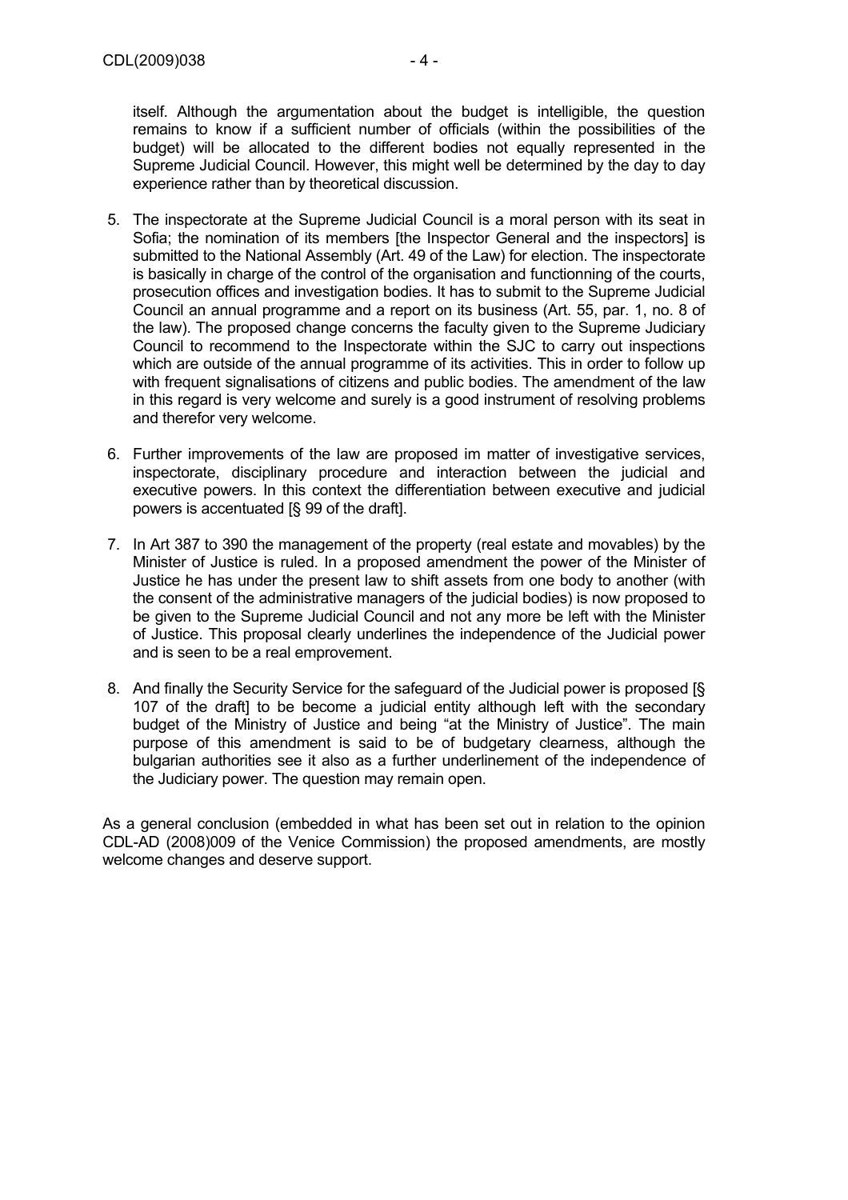itself. Although the argumentation about the budget is intelligible, the question remains to know if a sufficient number of officials (within the possibilities of the budget) will be allocated to the different bodies not equally represented in the Supreme Judicial Council. However, this might well be determined by the day to day experience rather than by theoretical discussion.

5. The inspectorate at the Supreme Judicial Council is a moral person with its seat in Sofia; the nomination of its members [the Inspector General and the inspectors] is submitted to the National Assembly (Art. 49 of the Law) for election. The inspectorate is basically in charge of the control of the organisation and functionning of the courts, prosecution offices and investigation bodies. It has to submit to the Supreme Judicial Council an annual programme and a report on its business (Art. 55, par. 1, no. 8 of the law). The proposed change concerns the faculty given to the Supreme Judiciary Council to recommend to the Inspectorate within the SJC to carry out inspections which are outside of the annual programme of its activities. This in order to follow up with frequent signalisations of citizens and public bodies. The amendment of the law in this regard is very welcome and surely is a good instrument of resolving problems and therefor very welcome.

6. Further improvements of the law are proposed im matter of investigative services, inspectorate, disciplinary procedure and interaction between the judicial and executive powers. In this context the differentiation between executive and judicial powers is accentuated [§ 99 of the draft].

7. In Art 387 to 390 the management of the property (real estate and movables) by the Minister of Justice is ruled. In a proposed amendment the power of the Minister of Justice he has under the present law to shift assets from one body to another (with the consent of the administrative managers of the judicial bodies) is now proposed to be given to the Supreme Judicial Council and not any more be left with the Minister of Justice. This proposal clearly underlines the independence of the Judicial power and is seen to be a real emprovement.

8. And finally the Security Service for the safeguard of the Judicial power is proposed [§ 107 of the draft] to be become a judicial entity although left with the secondary budget of the Ministry of Justice and being "at the Ministry of Justice". The main purpose of this amendment is said to be of budgetary clearness, although the bulgarian authorities see it also as a further underlinement of the independence of the Judiciary power. The question may remain open.

As a general conclusion (embedded in what has been set out in relation to the opinion CDL-AD (2008)009 of the Venice Commission) the proposed amendments, are mostly welcome changes and deserve support.